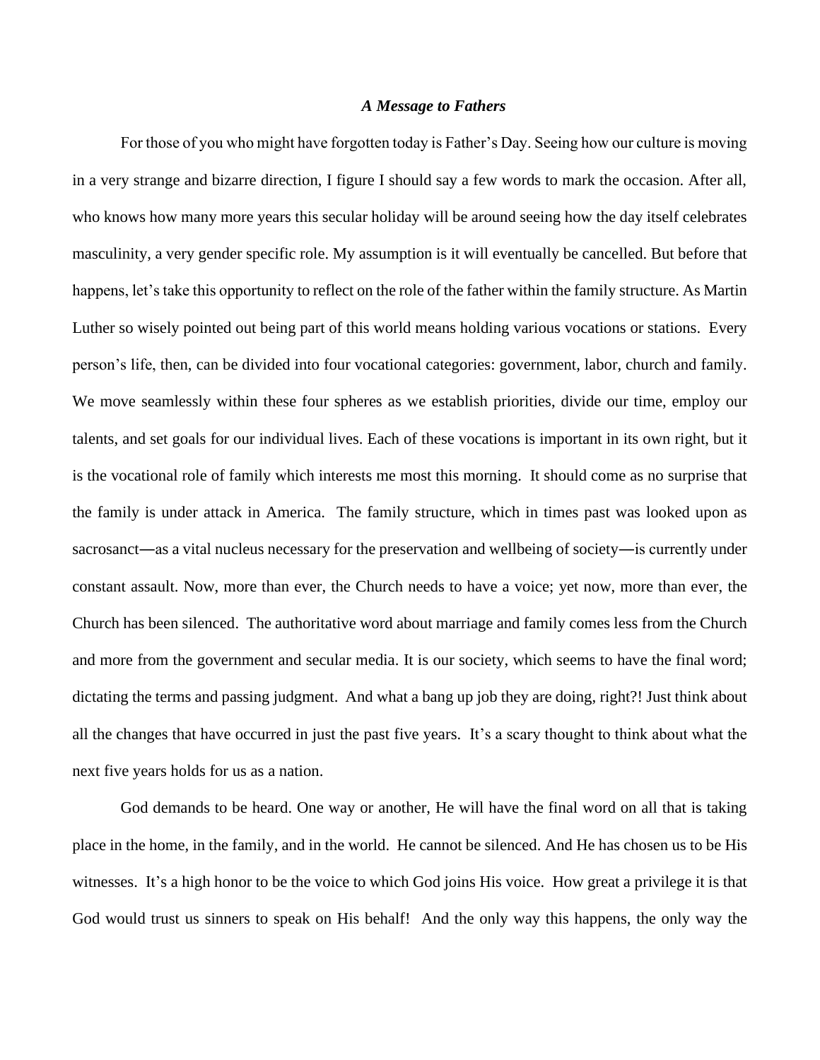***A Message to Fathers***

For those of you who might have forgotten today is Father's Day. Seeing how our culture is moving in a very strange and bizarre direction, I figure I should say a few words to mark the occasion. After all, who knows how many more years this secular holiday will be around seeing how the day itself celebrates masculinity, a very gender specific role. My assumption is it will eventually be cancelled. But before that happens, let's take this opportunity to reflect on the role of the father within the family structure. As Martin Luther so wisely pointed out being part of this world means holding various vocations or stations. Every person's life, then, can be divided into four vocational categories: government, labor, church and family. We move seamlessly within these four spheres as we establish priorities, divide our time, employ our talents, and set goals for our individual lives. Each of these vocations is important in its own right, but it is the vocational role of family which interests me most this morning. It should come as no surprise that the family is under attack in America. The family structure, which in times past was looked upon as sacrosanct—as a vital nucleus necessary for the preservation and wellbeing of society—is currently under constant assault. Now, more than ever, the Church needs to have a voice; yet now, more than ever, the Church has been silenced. The authoritative word about marriage and family comes less from the Church and more from the government and secular media. It is our society, which seems to have the final word; dictating the terms and passing judgment. And what a bang up job they are doing, right?! Just think about all the changes that have occurred in just the past five years. It's a scary thought to think about what the next five years holds for us as a nation.

God demands to be heard. One way or another, He will have the final word on all that is taking place in the home, in the family, and in the world. He cannot be silenced. And He has chosen us to be His witnesses. It's a high honor to be the voice to which God joins His voice. How great a privilege it is that God would trust us sinners to speak on His behalf! And the only way this happens, the only way the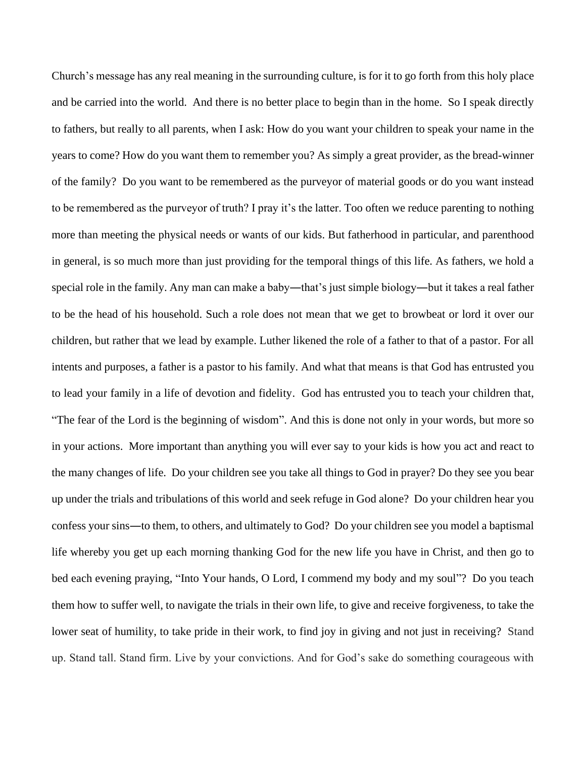Church's message has any real meaning in the surrounding culture, is for it to go forth from this holy place and be carried into the world. And there is no better place to begin than in the home. So I speak directly to fathers, but really to all parents, when I ask: How do you want your children to speak your name in the years to come? How do you want them to remember you? As simply a great provider, as the bread-winner of the family? Do you want to be remembered as the purveyor of material goods or do you want instead to be remembered as the purveyor of truth? I pray it's the latter. Too often we reduce parenting to nothing more than meeting the physical needs or wants of our kids. But fatherhood in particular, and parenthood in general, is so much more than just providing for the temporal things of this life. As fathers, we hold a special role in the family. Any man can make a baby—that's just simple biology—but it takes a real father to be the head of his household. Such a role does not mean that we get to browbeat or lord it over our children, but rather that we lead by example. Luther likened the role of a father to that of a pastor. For all intents and purposes, a father is a pastor to his family. And what that means is that God has entrusted you to lead your family in a life of devotion and fidelity. God has entrusted you to teach your children that, "The fear of the Lord is the beginning of wisdom". And this is done not only in your words, but more so in your actions. More important than anything you will ever say to your kids is how you act and react to the many changes of life. Do your children see you take all things to God in prayer? Do they see you bear up under the trials and tribulations of this world and seek refuge in God alone? Do your children hear you confess your sins—to them, to others, and ultimately to God? Do your children see you model a baptismal life whereby you get up each morning thanking God for the new life you have in Christ, and then go to bed each evening praying, "Into Your hands, O Lord, I commend my body and my soul"? Do you teach them how to suffer well, to navigate the trials in their own life, to give and receive forgiveness, to take the lower seat of humility, to take pride in their work, to find joy in giving and not just in receiving? Stand up. Stand tall. Stand firm. Live by your convictions. And for God's sake do something courageous with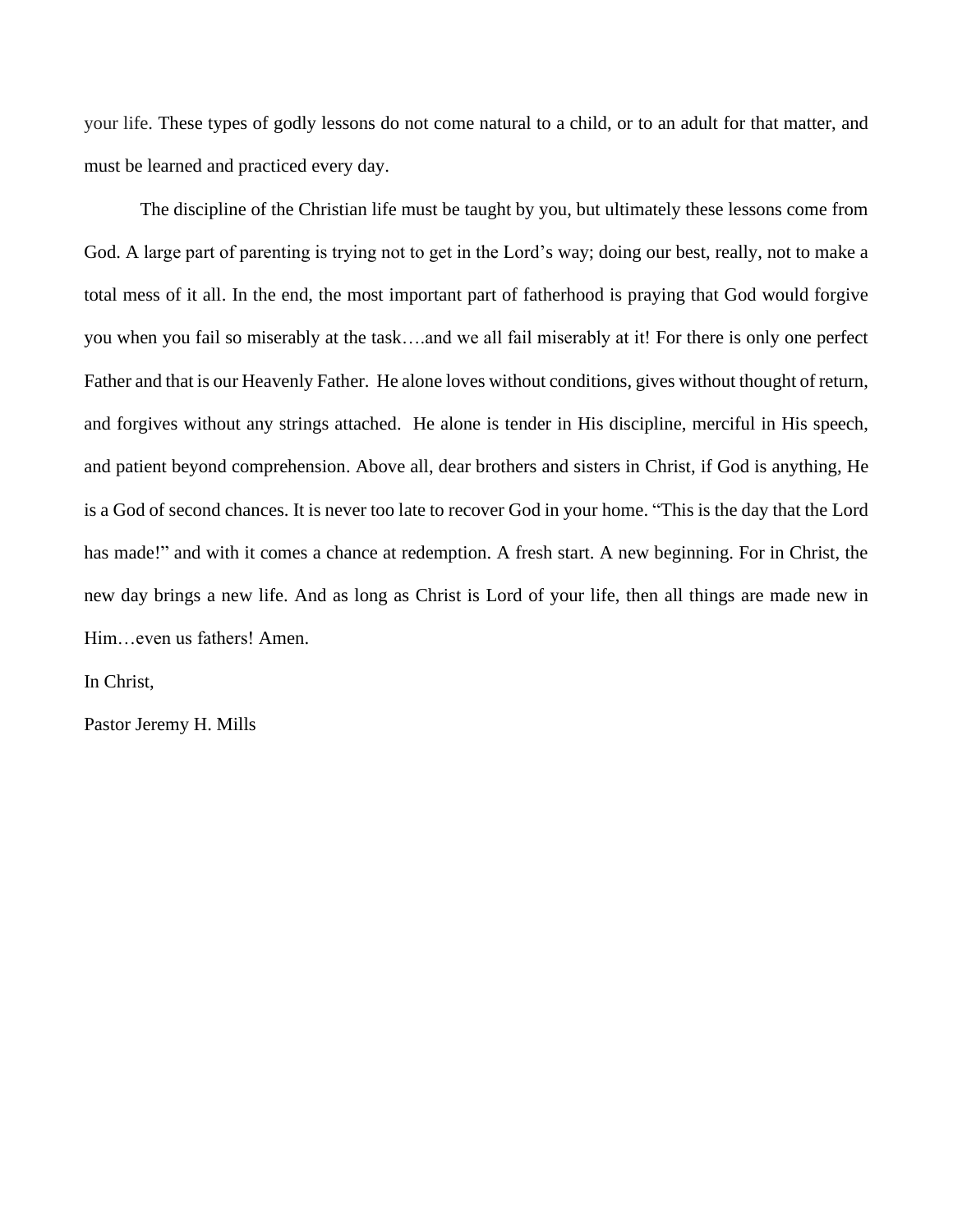your life. These types of godly lessons do not come natural to a child, or to an adult for that matter, and must be learned and practiced every day.

The discipline of the Christian life must be taught by you, but ultimately these lessons come from God. A large part of parenting is trying not to get in the Lord's way; doing our best, really, not to make a total mess of it all. In the end, the most important part of fatherhood is praying that God would forgive you when you fail so miserably at the task….and we all fail miserably at it! For there is only one perfect Father and that is our Heavenly Father. He alone loves without conditions, gives without thought of return, and forgives without any strings attached. He alone is tender in His discipline, merciful in His speech, and patient beyond comprehension. Above all, dear brothers and sisters in Christ, if God is anything, He is a God of second chances. It is never too late to recover God in your home. "This is the day that the Lord has made!" and with it comes a chance at redemption. A fresh start. A new beginning. For in Christ, the new day brings a new life. And as long as Christ is Lord of your life, then all things are made new in Him…even us fathers! Amen.

In Christ,

Pastor Jeremy H. Mills